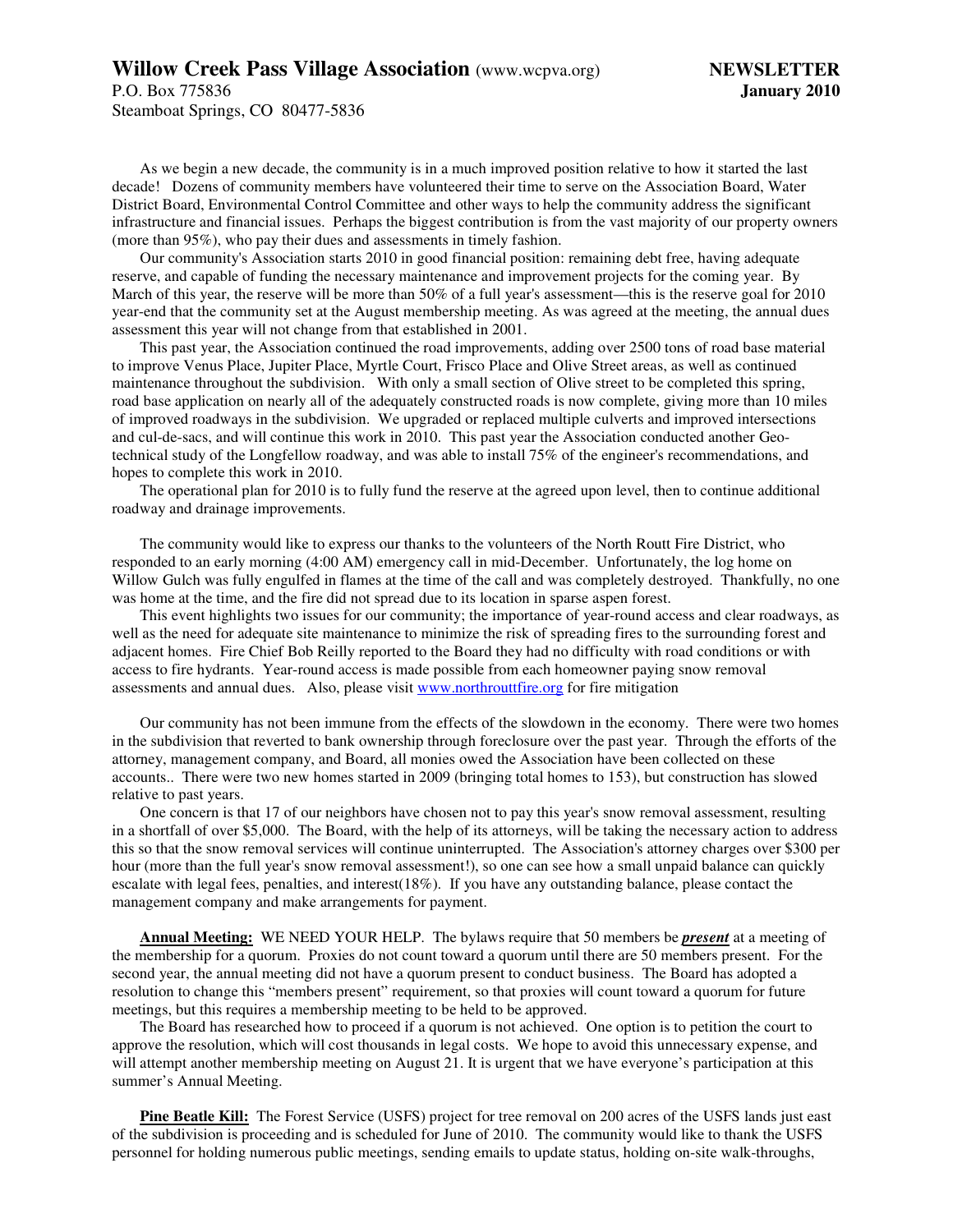**Willow Creek Pass Village Association** (www.wcpva.org) **NEWSLETTER**
P.O. Box 775836 **January 2010**
Steamboat Springs, CO 80477-5836

As we begin a new decade, the community is in a much improved position relative to how it started the last decade! Dozens of community members have volunteered their time to serve on the Association Board, Water District Board, Environmental Control Committee and other ways to help the community address the significant infrastructure and financial issues. Perhaps the biggest contribution is from the vast majority of our property owners (more than 95%), who pay their dues and assessments in timely fashion.

Our community's Association starts 2010 in good financial position: remaining debt free, having adequate reserve, and capable of funding the necessary maintenance and improvement projects for the coming year. By March of this year, the reserve will be more than 50% of a full year's assessment—this is the reserve goal for 2010 year-end that the community set at the August membership meeting. As was agreed at the meeting, the annual dues assessment this year will not change from that established in 2001.

This past year, the Association continued the road improvements, adding over 2500 tons of road base material to improve Venus Place, Jupiter Place, Myrtle Court, Frisco Place and Olive Street areas, as well as continued maintenance throughout the subdivision. With only a small section of Olive street to be completed this spring, road base application on nearly all of the adequately constructed roads is now complete, giving more than 10 miles of improved roadways in the subdivision. We upgraded or replaced multiple culverts and improved intersections and cul-de-sacs, and will continue this work in 2010. This past year the Association conducted another Geo-technical study of the Longfellow roadway, and was able to install 75% of the engineer's recommendations, and hopes to complete this work in 2010.

The operational plan for 2010 is to fully fund the reserve at the agreed upon level, then to continue additional roadway and drainage improvements.

The community would like to express our thanks to the volunteers of the North Routt Fire District, who responded to an early morning (4:00 AM) emergency call in mid-December. Unfortunately, the log home on Willow Gulch was fully engulfed in flames at the time of the call and was completely destroyed. Thankfully, no one was home at the time, and the fire did not spread due to its location in sparse aspen forest.

This event highlights two issues for our community; the importance of year-round access and clear roadways, as well as the need for adequate site maintenance to minimize the risk of spreading fires to the surrounding forest and adjacent homes. Fire Chief Bob Reilly reported to the Board they had no difficulty with road conditions or with access to fire hydrants. Year-round access is made possible from each homeowner paying snow removal assessments and annual dues. Also, please visit www.northrouttfire.org for fire mitigation

Our community has not been immune from the effects of the slowdown in the economy. There were two homes in the subdivision that reverted to bank ownership through foreclosure over the past year. Through the efforts of the attorney, management company, and Board, all monies owed the Association have been collected on these accounts.. There were two new homes started in 2009 (bringing total homes to 153), but construction has slowed relative to past years.

One concern is that 17 of our neighbors have chosen not to pay this year's snow removal assessment, resulting in a shortfall of over $5,000. The Board, with the help of its attorneys, will be taking the necessary action to address this so that the snow removal services will continue uninterrupted. The Association's attorney charges over $300 per hour (more than the full year's snow removal assessment!), so one can see how a small unpaid balance can quickly escalate with legal fees, penalties, and interest(18%). If you have any outstanding balance, please contact the management company and make arrangements for payment.

**Annual Meeting:** WE NEED YOUR HELP. The bylaws require that 50 members be ***present*** at a meeting of the membership for a quorum. Proxies do not count toward a quorum until there are 50 members present. For the second year, the annual meeting did not have a quorum present to conduct business. The Board has adopted a resolution to change this "members present" requirement, so that proxies will count toward a quorum for future meetings, but this requires a membership meeting to be held to be approved.

The Board has researched how to proceed if a quorum is not achieved. One option is to petition the court to approve the resolution, which will cost thousands in legal costs. We hope to avoid this unnecessary expense, and will attempt another membership meeting on August 21. It is urgent that we have everyone's participation at this summer's Annual Meeting.

**Pine Beatle Kill:** The Forest Service (USFS) project for tree removal on 200 acres of the USFS lands just east of the subdivision is proceeding and is scheduled for June of 2010. The community would like to thank the USFS personnel for holding numerous public meetings, sending emails to update status, holding on-site walk-throughs,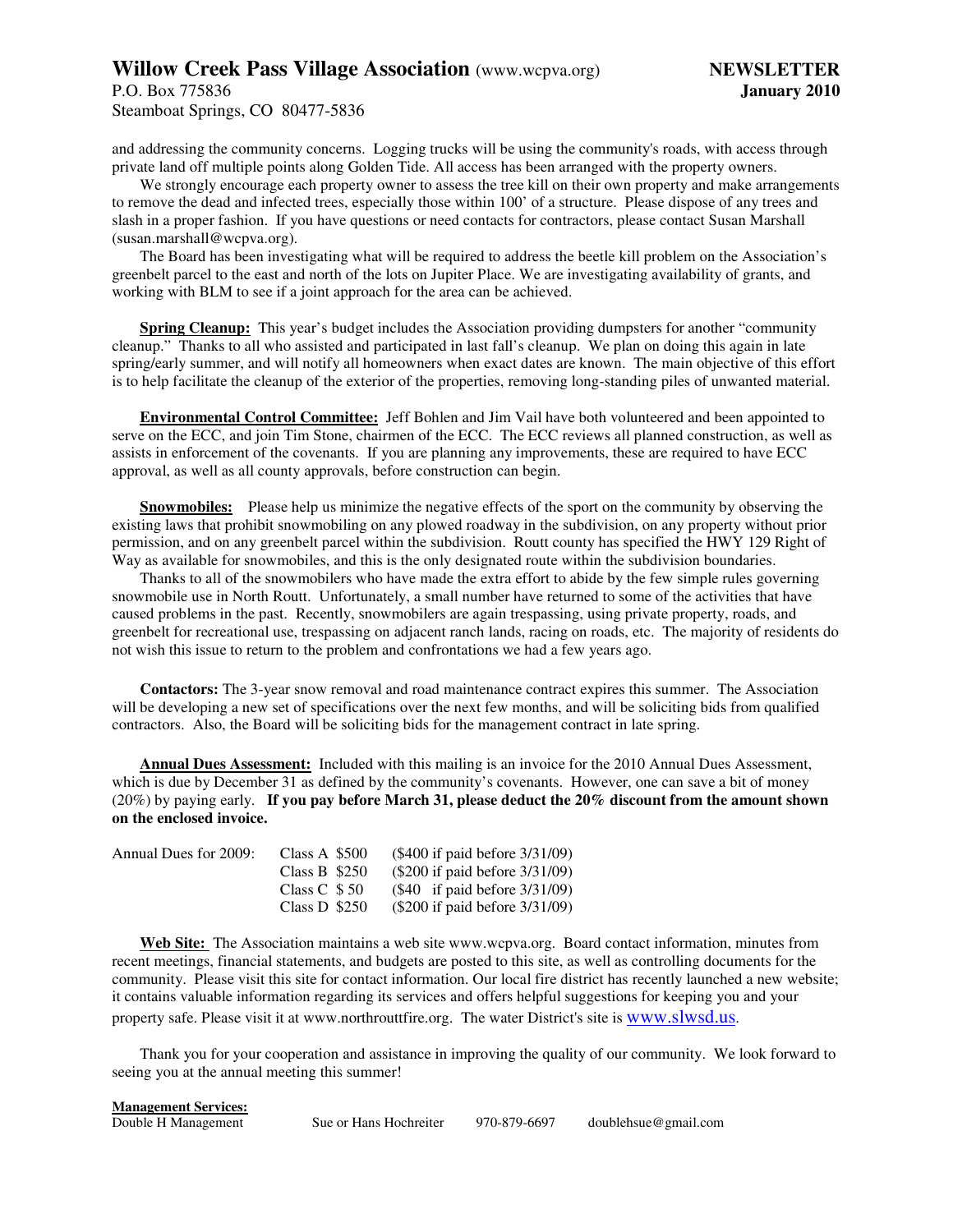and addressing the community concerns. Logging trucks will be using the community's roads, with access through private land off multiple points along Golden Tide. All access has been arranged with the property owners.

We strongly encourage each property owner to assess the tree kill on their own property and make arrangements to remove the dead and infected trees, especially those within 100' of a structure. Please dispose of any trees and slash in a proper fashion. If you have questions or need contacts for contractors, please contact Susan Marshall (susan.marshall@wcpva.org).

The Board has been investigating what will be required to address the beetle kill problem on the Association's greenbelt parcel to the east and north of the lots on Jupiter Place. We are investigating availability of grants, and working with BLM to see if a joint approach for the area can be achieved.

**Spring Cleanup:** This year's budget includes the Association providing dumpsters for another "community cleanup." Thanks to all who assisted and participated in last fall's cleanup. We plan on doing this again in late spring/early summer, and will notify all homeowners when exact dates are known. The main objective of this effort is to help facilitate the cleanup of the exterior of the properties, removing long-standing piles of unwanted material.

**Environmental Control Committee:** Jeff Bohlen and Jim Vail have both volunteered and been appointed to serve on the ECC, and join Tim Stone, chairmen of the ECC. The ECC reviews all planned construction, as well as assists in enforcement of the covenants. If you are planning any improvements, these are required to have ECC approval, as well as all county approvals, before construction can begin.

**Snowmobiles:** Please help us minimize the negative effects of the sport on the community by observing the existing laws that prohibit snowmobiling on any plowed roadway in the subdivision, on any property without prior permission, and on any greenbelt parcel within the subdivision. Routt county has specified the HWY 129 Right of Way as available for snowmobiles, and this is the only designated route within the subdivision boundaries.

Thanks to all of the snowmobilers who have made the extra effort to abide by the few simple rules governing snowmobile use in North Routt. Unfortunately, a small number have returned to some of the activities that have caused problems in the past. Recently, snowmobilers are again trespassing, using private property, roads, and greenbelt for recreational use, trespassing on adjacent ranch lands, racing on roads, etc. The majority of residents do not wish this issue to return to the problem and confrontations we had a few years ago.

**Contactors:** The 3-year snow removal and road maintenance contract expires this summer. The Association will be developing a new set of specifications over the next few months, and will be soliciting bids from qualified contractors. Also, the Board will be soliciting bids for the management contract in late spring.

**Annual Dues Assessment:** Included with this mailing is an invoice for the 2010 Annual Dues Assessment, which is due by December 31 as defined by the community's covenants. However, one can save a bit of money (20%) by paying early. **If you pay before March 31, please deduct the 20% discount from the amount shown on the enclosed invoice.**

| | | |
|---|---|---|
| Annual Dues for 2009: | Class A $500 | ($400 if paid before 3/31/09) |
| | Class B $250 | ($200 if paid before 3/31/09) |
| | Class C $ 50 | ($40 if paid before 3/31/09) |
| | Class D $250 | ($200 if paid before 3/31/09) |

**Web Site:** The Association maintains a web site www.wcpva.org. Board contact information, minutes from recent meetings, financial statements, and budgets are posted to this site, as well as controlling documents for the community. Please visit this site for contact information. Our local fire district has recently launched a new website; it contains valuable information regarding its services and offers helpful suggestions for keeping you and your property safe. Please visit it at www.northrouttfire.org. The water District's site is www.slwsd.us.

Thank you for your cooperation and assistance in improving the quality of our community. We look forward to seeing you at the annual meeting this summer!

**Management Services:**

| | | | |
|---|---|---|---|
| Double H Management | Sue or Hans Hochreiter | 970-879-6697 | doublehsue@gmail.com |